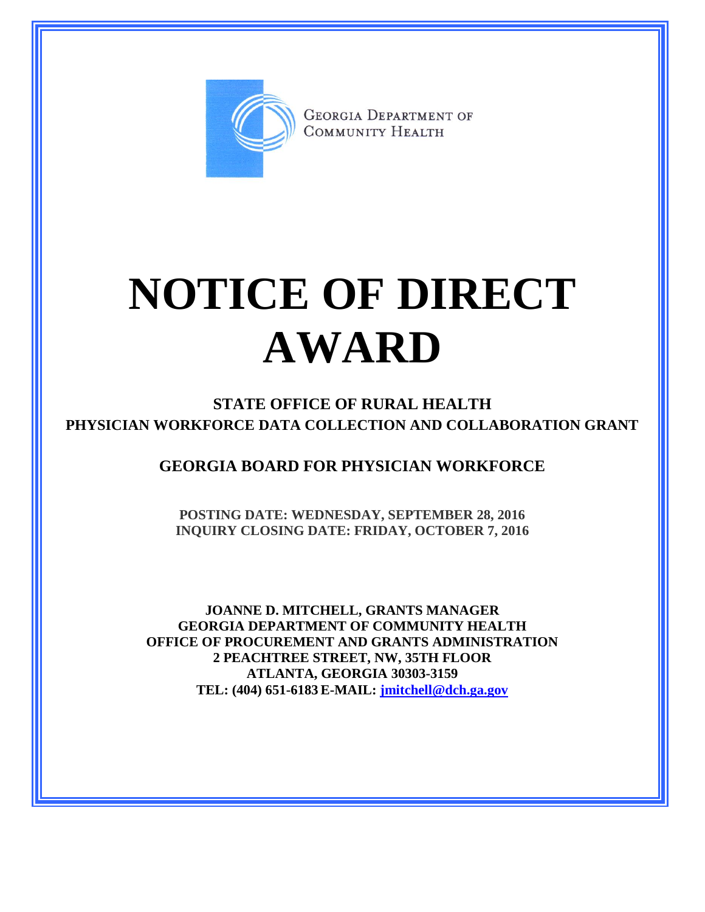Georgia Department of Community Health

# NOTICE OF DIRECT AWARD

## STATE OFFICE OF RURAL HEALTH
## PHYSICIAN WORKFORCE DATA COLLECTION AND COLLABORATION GRANT

## GEORGIA BOARD FOR PHYSICIAN WORKFORCE

**POSTING DATE: WEDNESDAY, SEPTEMBER 28, 2016**
**INQUIRY CLOSING DATE: FRIDAY, OCTOBER 7, 2016**

**JOANNE D. MITCHELL, GRANTS MANAGER**
**GEORGIA DEPARTMENT OF COMMUNITY HEALTH**
**OFFICE OF PROCUREMENT AND GRANTS ADMINISTRATION**
**2 PEACHTREE STREET, NW, 35TH FLOOR**
**ATLANTA, GEORGIA 30303-3159**
**TEL: (404) 651-6183 E-MAIL: jmitchell@dch.ga.gov**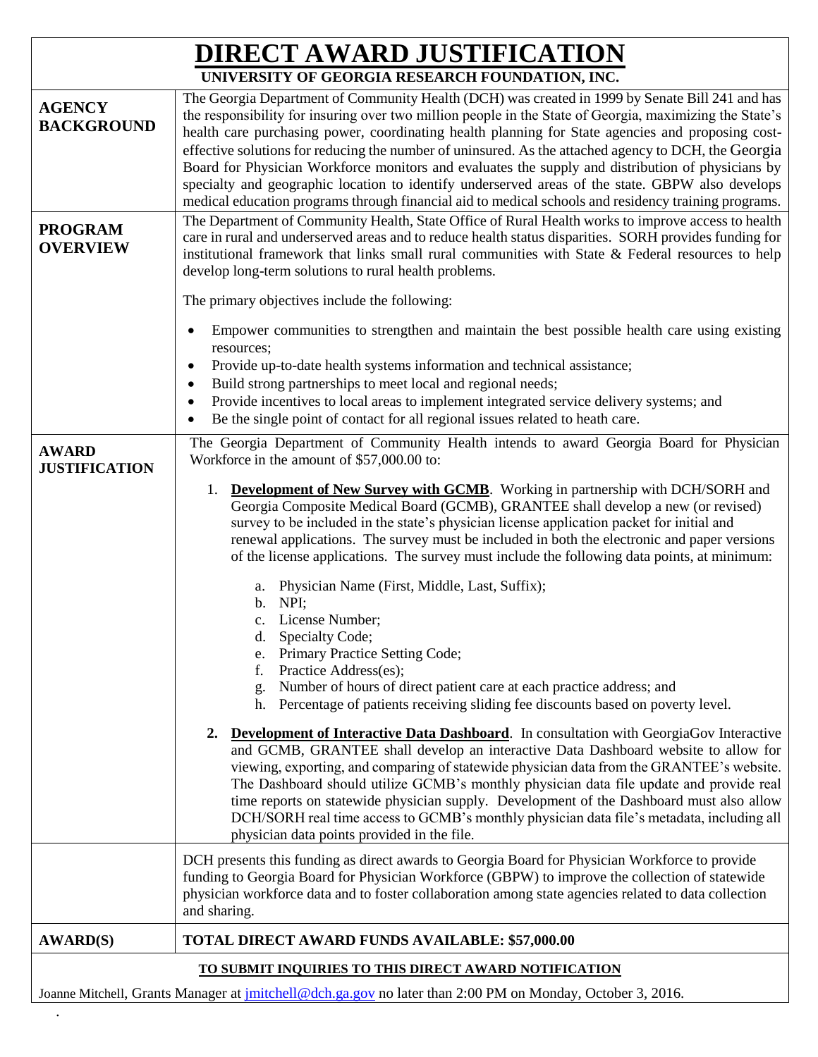# DIRECT AWARD JUSTIFICATION

**UNIVERSITY OF GEORGIA RESEARCH FOUNDATION, INC.**

**AGENCY BACKGROUND**

The Georgia Department of Community Health (DCH) was created in 1999 by Senate Bill 241 and has the responsibility for insuring over two million people in the State of Georgia, maximizing the State's health care purchasing power, coordinating health planning for State agencies and proposing cost-effective solutions for reducing the number of uninsured. As the attached agency to DCH, the Georgia Board for Physician Workforce monitors and evaluates the supply and distribution of physicians by specialty and geographic location to identify underserved areas of the state. GBPW also develops medical education programs through financial aid to medical schools and residency training programs.

**PROGRAM OVERVIEW**

The Department of Community Health, State Office of Rural Health works to improve access to health care in rural and underserved areas and to reduce health status disparities. SORH provides funding for institutional framework that links small rural communities with State & Federal resources to help develop long-term solutions to rural health problems.

The primary objectives include the following:

- Empower communities to strengthen and maintain the best possible health care using existing resources;
- Provide up-to-date health systems information and technical assistance;
- Build strong partnerships to meet local and regional needs;
- Provide incentives to local areas to implement integrated service delivery systems; and
- Be the single point of contact for all regional issues related to heath care.

**AWARD JUSTIFICATION**

The Georgia Department of Community Health intends to award Georgia Board for Physician Workforce in the amount of $57,000.00 to:

1. **Development of New Survey with GCMB**. Working in partnership with DCH/SORH and Georgia Composite Medical Board (GCMB), GRANTEE shall develop a new (or revised) survey to be included in the state's physician license application packet for initial and renewal applications. The survey must be included in both the electronic and paper versions of the license applications. The survey must include the following data points, at minimum:

   a. Physician Name (First, Middle, Last, Suffix);
   b. NPI;
   c. License Number;
   d. Specialty Code;
   e. Primary Practice Setting Code;
   f. Practice Address(es);
   g. Number of hours of direct patient care at each practice address; and
   h. Percentage of patients receiving sliding fee discounts based on poverty level.

2. **Development of Interactive Data Dashboard**. In consultation with GeorgiaGov Interactive and GCMB, GRANTEE shall develop an interactive Data Dashboard website to allow for viewing, exporting, and comparing of statewide physician data from the GRANTEE's website. The Dashboard should utilize GCMB's monthly physician data file update and provide real time reports on statewide physician supply. Development of the Dashboard must also allow DCH/SORH real time access to GCMB's monthly physician data file's metadata, including all physician data points provided in the file.

DCH presents this funding as direct awards to Georgia Board for Physician Workforce to provide funding to Georgia Board for Physician Workforce (GBPW) to improve the collection of statewide physician workforce data and to foster collaboration among state agencies related to data collection and sharing.

**AWARD(S)** | **TOTAL DIRECT AWARD FUNDS AVAILABLE: $57,000.00**

**TO SUBMIT INQUIRIES TO THIS DIRECT AWARD NOTIFICATION**

Joanne Mitchell, Grants Manager at jmitchell@dch.ga.gov no later than 2:00 PM on Monday, October 3, 2016.